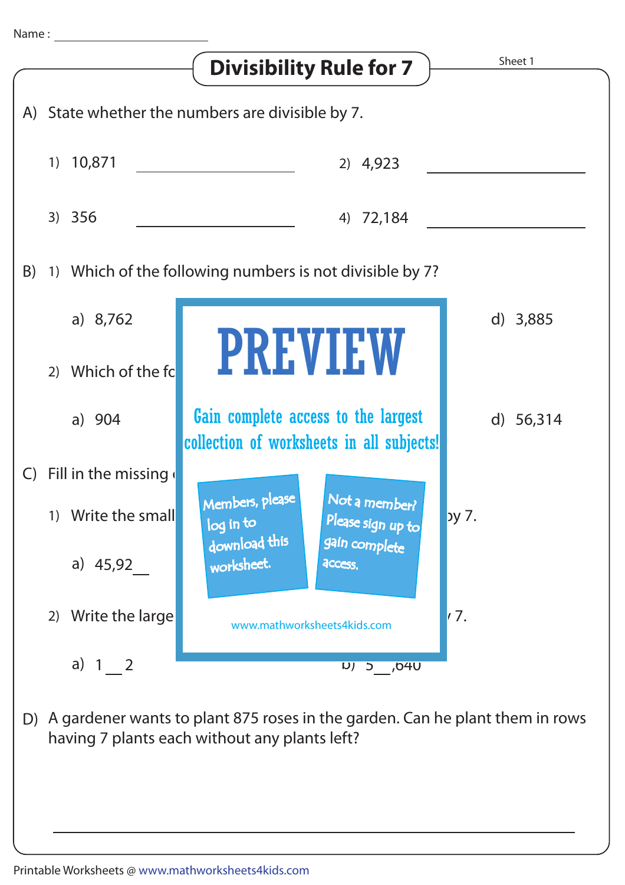Name : ____________________

# Divisibility Rule for 7

Sheet 1

A) State whether the numbers are divisible by 7.

1) 10,871 ____________ 2) 4,923 ____________

3) 356 ____________ 4) 72,184 ____________

B) 1) Which of the following numbers is not divisible by 7?

a) 8,762 d) 3,885

2) Which of the fo

a) 904 d) 56,314

**PREVIEW**

Gain complete access to the largest collection of worksheets in all subjects!

Members, please log in to download this worksheet.

Not a member? Please sign up to gain complete access.

www.mathworksheets4kids.com

C) Fill in the missing

1) Write the small by 7.

a) 45,92__

2) Write the large 7.

a) 1__2 b) 5__,640

D) A gardener wants to plant 875 roses in the garden. Can he plant them in rows having 7 plants each without any plants left?

______________________________________________

Printable Worksheets @ www.mathworksheets4kids.com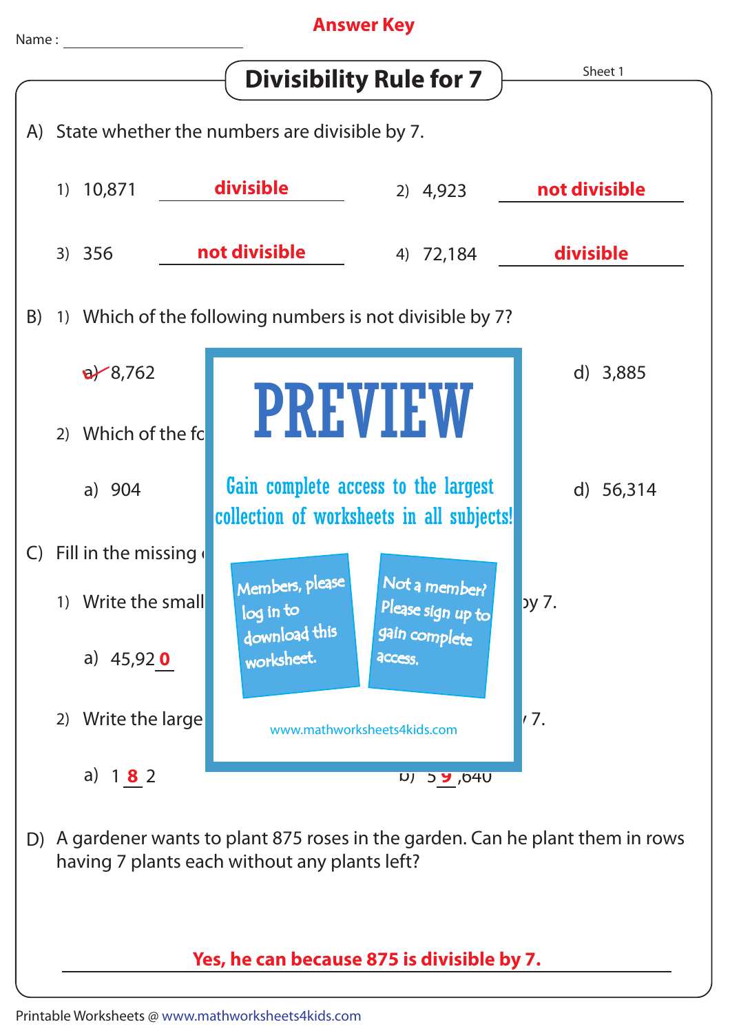Name : ________________

**Answer Key**

# Divisibility Rule for 7

Sheet 1

A) State whether the numbers are divisible by 7.

1) 10,871 **divisible**

2) 4,923 **not divisible**

3) 356 **not divisible**

4) 72,184 **divisible**

B) 1) Which of the following numbers is not divisible by 7?

a) 8,762 ✓

d) 3,885

2) Which of the fc

a) 904

d) 56,314

PREVIEW

Gain complete access to the largest collection of worksheets in all subjects!

Members, please log in to download this worksheet.

Not a member? Please sign up to gain complete access.

www.mathworksheets4kids.com

C) Fill in the missing

1) Write the small … by 7.

a) 45,92 **0**

2) Write the large … 7.

a) 1 **8** 2

b) 5 **9** ,640

D) A gardener wants to plant 875 roses in the garden. Can he plant them in rows having 7 plants each without any plants left?

**Yes, he can because 875 is divisible by 7.**

Printable Worksheets @ www.mathworksheets4kids.com